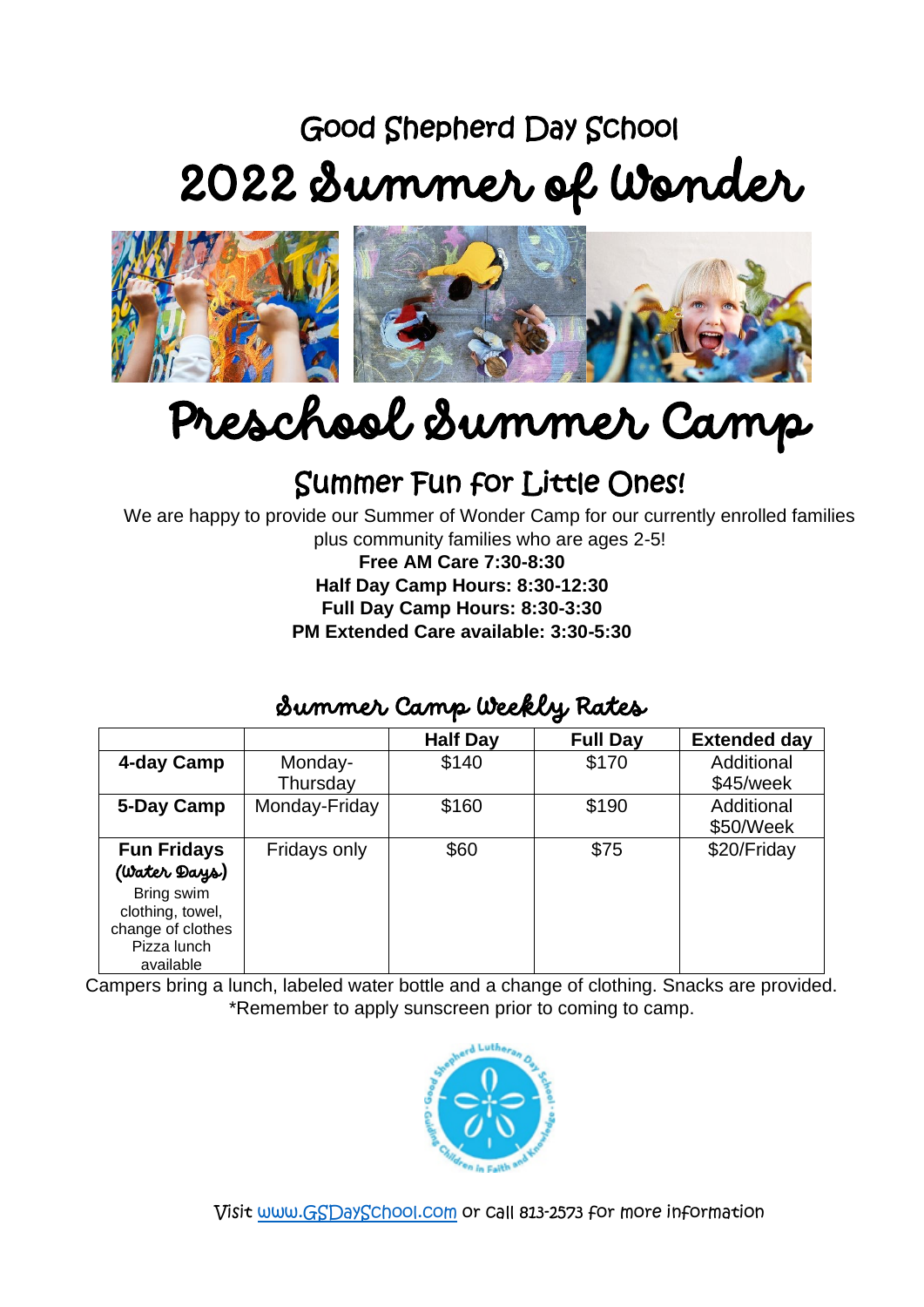## Good Shepherd Day School

# 2022 Summer of Wonder

# Preschool Summer Camp

## Summer Fun for Little Ones!

We are happy to provide our Summer of Wonder Camp for our currently enrolled families plus community families who are ages 2-5!

**Free AM Care 7:30-8:30**
**Half Day Camp Hours: 8:30-12:30**
**Full Day Camp Hours: 8:30-3:30**
**PM Extended Care available: 3:30-5:30**

### Summer Camp Weekly Rates

| | | Half Day | Full Day | Extended day |
|---|---|---|---|---|
| **4-day Camp** | Monday-Thursday | $140 | $170 | Additional $45/week |
| **5-Day Camp** | Monday-Friday | $160 | $190 | Additional $50/Week |
| **Fun Fridays** (Water Days) Bring swim clothing, towel, change of clothes Pizza lunch available | Fridays only | $60 | $75 | $20/Friday |

Campers bring a lunch, labeled water bottle and a change of clothing. Snacks are provided.
*Remember to apply sunscreen prior to coming to camp.

Good Shepherd Lutheran Day School · Guiding Children in Faith and Knowledge ·

Visit www.GSDaySchool.com or call 813-2573 for more information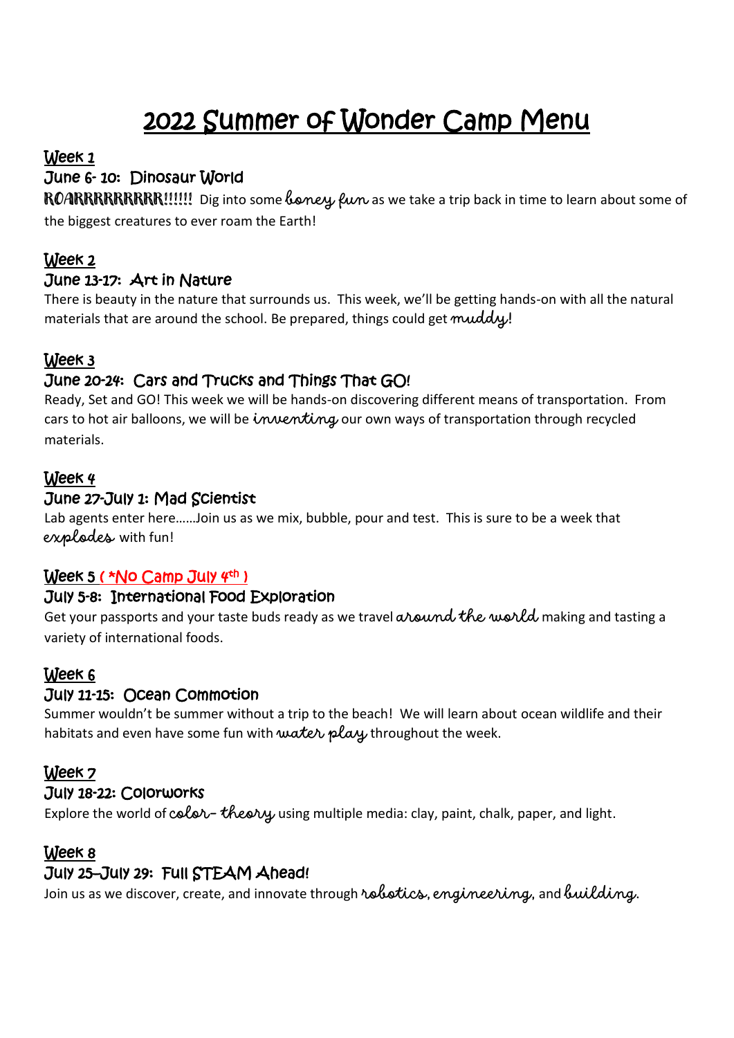# 2022 Summer of Wonder Camp Menu

## Week 1

### June 6- 10: Dinosaur World

ROARRRRRRRRRR!!!!!! Dig into some *boney fun* as we take a trip back in time to learn about some of the biggest creatures to ever roam the Earth!

## Week 2

### June 13-17: Art in Nature

There is beauty in the nature that surrounds us. This week, we'll be getting hands-on with all the natural materials that are around the school. Be prepared, things could get *muddy*!

## Week 3

### June 20-24: Cars and Trucks and Things That GO!

Ready, Set and GO! This week we will be hands-on discovering different means of transportation. From cars to hot air balloons, we will be *inventing* our own ways of transportation through recycled materials.

## Week 4

### June 27-July 1: Mad Scientist

Lab agents enter here……Join us as we mix, bubble, pour and test. This is sure to be a week that *explodes* with fun!

## Week 5 ( *No Camp July 4th )

### July 5-8: International Food Exploration

Get your passports and your taste buds ready as we travel *around the world* making and tasting a variety of international foods.

## Week 6

### July 11-15: Ocean Commotion

Summer wouldn't be summer without a trip to the beach! We will learn about ocean wildlife and their habitats and even have some fun with *water play* throughout the week.

## Week 7

### July 18-22: Colorworks

Explore the world of *color- theory* using multiple media: clay, paint, chalk, paper, and light.

## Week 8

### July 25–July 29: Full STEAM Ahead!

Join us as we discover, create, and innovate through *robotics*, *engineering*, and *building*.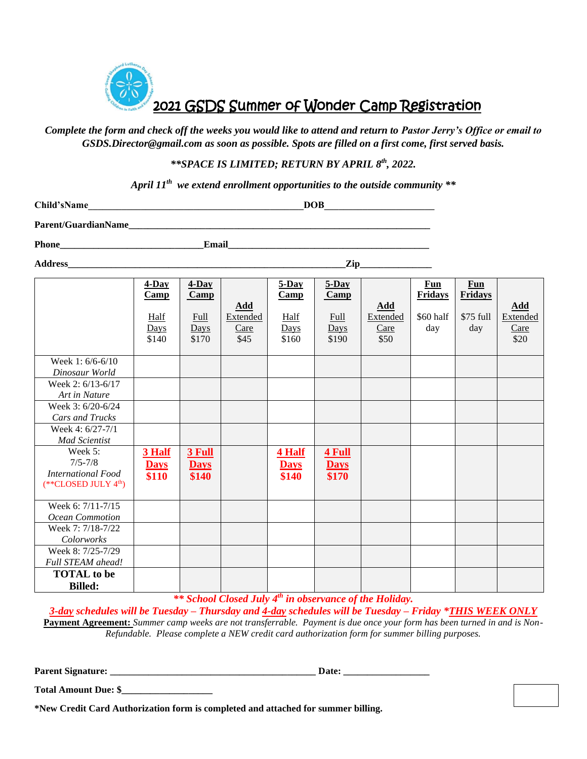# 2021 GSDS Summer of Wonder Camp Registration

***Complete the form and check off the weeks you would like to attend and return to Pastor Jerry's Office or email to GSDS.Director@gmail.com as soon as possible. Spots are filled on a first come, first served basis.***

***\*\*SPACE IS LIMITED; RETURN BY APRIL 8th, 2022.***

***April 11th we extend enrollment opportunities to the outside community \*\****

**Child'sName**_____________________________________________**DOB**_______________________

**Parent/GuardianName**______________________________________________________________

**Phone**______________________________**Email**__________________________________________

**Address**_________________________________________________________**Zip**_______________

| | 4-Day Camp Half Days $140 | 4-Day Camp Full Days $170 | Add Extended Care $45 | 5-Day Camp Half Days $160 | 5-Day Camp Full Days $190 | Add Extended Care $50 | Fun Fridays $60 half day | Fun Fridays $75 full day | Add Extended Care $20 |
|---|---|---|---|---|---|---|---|---|---|
| Week 1: 6/6-6/10 *Dinosaur World* | | | | | | | | | |
| Week 2: 6/13-6/17 *Art in Nature* | | | | | | | | | |
| Week 3: 6/20-6/24 *Cars and Trucks* | | | | | | | | | |
| Week 4: 6/27-7/1 *Mad Scientist* | | | | | | | | | |
| Week 5: 7/5-7/8 *International Food* (\*\*CLOSED JULY 4th) | **3 Half Days $110** | **3 Full Days $140** | | **4 Half Days $140** | **4 Full Days $170** | | | | |
| Week 6: 7/11-7/15 *Ocean Commotion* | | | | | | | | | |
| Week 7: 7/18-7/22 *Colorworks* | | | | | | | | | |
| Week 8: 7/25-7/29 *Full STEAM ahead!* | | | | | | | | | |
| **TOTAL to be Billed:** | | | | | | | | | |

***\*\* School Closed July 4th in observance of the Holiday.***

***3-day schedules will be Tuesday – Thursday and 4-day schedules will be Tuesday – Friday \*THIS WEEK ONLY***

**Payment Agreement:** *Summer camp weeks are not transferrable. Payment is due once your form has been turned in and is Non-Refundable. Please complete a NEW credit card authorization form for summer billing purposes.*

**Parent Signature: ____________________________________________ Date: __________________**

**Total Amount Due: $___________________**

**\*New Credit Card Authorization form is completed and attached for summer billing.**